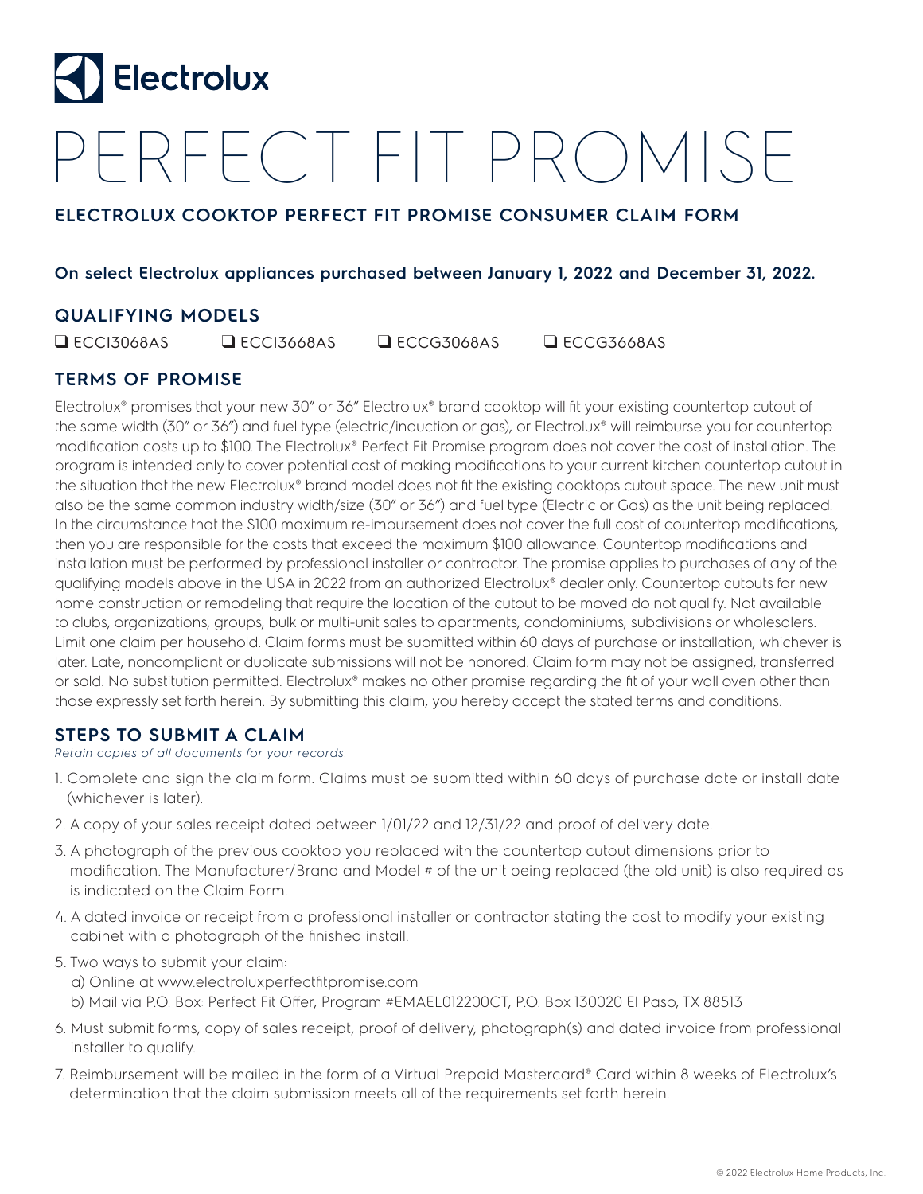# Electrolux

# PERFECT FIT PROMISE

## ELECTROLUX COOKTOP PERFECT FIT PROMISE CONSUMER CLAIM FORM

**On select Electrolux appliances purchased between January 1, 2022 and December 31, 2022.**

## QUALIFYING MODELS

❑ ECCI3068AS ❑ ECCI3668AS ❑ ECCG3068AS ❑ ECCG3668AS

## TERMS OF PROMISE

Electrolux® promises that your new 30" or 36" Electrolux® brand cooktop will fit your existing countertop cutout of the same width (30" or 36") and fuel type (electric/induction or gas), or Electrolux® will reimburse you for countertop modification costs up to $100. The Electrolux® Perfect Fit Promise program does not cover the cost of installation. The program is intended only to cover potential cost of making modifications to your current kitchen countertop cutout in the situation that the new Electrolux® brand model does not fit the existing cooktops cutout space. The new unit must also be the same common industry width/size (30" or 36") and fuel type (Electric or Gas) as the unit being replaced. In the circumstance that the $100 maximum re-imbursement does not cover the full cost of countertop modifications, then you are responsible for the costs that exceed the maximum $100 allowance. Countertop modifications and installation must be performed by professional installer or contractor. The promise applies to purchases of any of the qualifying models above in the USA in 2022 from an authorized Electrolux® dealer only. Countertop cutouts for new home construction or remodeling that require the location of the cutout to be moved do not qualify. Not available to clubs, organizations, groups, bulk or multi-unit sales to apartments, condominiums, subdivisions or wholesalers. Limit one claim per household. Claim forms must be submitted within 60 days of purchase or installation, whichever is later. Late, noncompliant or duplicate submissions will not be honored. Claim form may not be assigned, transferred or sold. No substitution permitted. Electrolux® makes no other promise regarding the fit of your wall oven other than those expressly set forth herein. By submitting this claim, you hereby accept the stated terms and conditions.

## STEPS TO SUBMIT A CLAIM

*Retain copies of all documents for your records.*

1. Complete and sign the claim form. Claims must be submitted within 60 days of purchase date or install date (whichever is later).
2. A copy of your sales receipt dated between 1/01/22 and 12/31/22 and proof of delivery date.
3. A photograph of the previous cooktop you replaced with the countertop cutout dimensions prior to modification. The Manufacturer/Brand and Model # of the unit being replaced (the old unit) is also required as is indicated on the Claim Form.
4. A dated invoice or receipt from a professional installer or contractor stating the cost to modify your existing cabinet with a photograph of the finished install.
5. Two ways to submit your claim:
   a) Online at www.electroluxperfectfitpromise.com
   b) Mail via P.O. Box: Perfect Fit Offer, Program #EMAEL012200CT, P.O. Box 130020 El Paso, TX 88513
6. Must submit forms, copy of sales receipt, proof of delivery, photograph(s) and dated invoice from professional installer to qualify.
7. Reimbursement will be mailed in the form of a Virtual Prepaid Mastercard® Card within 8 weeks of Electrolux's determination that the claim submission meets all of the requirements set forth herein.

© 2022 Electrolux Home Products, Inc.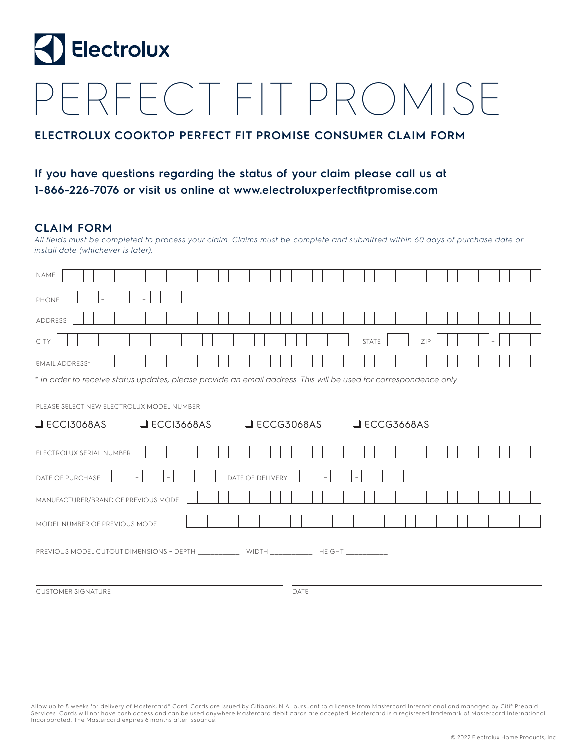Electrolux

# PERFECT FIT PROMISE

## ELECTROLUX COOKTOP PERFECT FIT PROMISE CONSUMER CLAIM FORM

**If you have questions regarding the status of your claim please call us at 1-866-226-7076 or visit us online at www.electroluxperfectfitpromise.com**

### CLAIM FORM

*All fields must be completed to process your claim. Claims must be complete and submitted within 60 days of purchase date or install date (whichever is later).*

NAME

PHONE ___ - ___ - ____

ADDRESS

CITY STATE ZIP ______ - ____

EMAIL ADDRESS*

*\* In order to receive status updates, please provide an email address. This will be used for correspondence only.*

PLEASE SELECT NEW ELECTROLUX MODEL NUMBER

❑ ECCI3068AS ❑ ECCI3668AS ❑ ECCG3068AS ❑ ECCG3668AS

ELECTROLUX SERIAL NUMBER

DATE OF PURCHASE __ - __ - ____ DATE OF DELIVERY __ - __ - ____

MANUFACTURER/BRAND OF PREVIOUS MODEL

MODEL NUMBER OF PREVIOUS MODEL

PREVIOUS MODEL CUTOUT DIMENSIONS – DEPTH __________ WIDTH __________ HEIGHT __________

CUSTOMER SIGNATURE DATE

Allow up to 8 weeks for delivery of Mastercard® Card. Cards are issued by Citibank, N.A. pursuant to a license from Mastercard International and managed by Citi® Prepaid Services. Cards will not have cash access and can be used anywhere Mastercard debit cards are accepted. Mastercard is a registered trademark of Mastercard International Incorporated. The Mastercard expires 6 months after issuance.

© 2022 Electrolux Home Products, Inc.